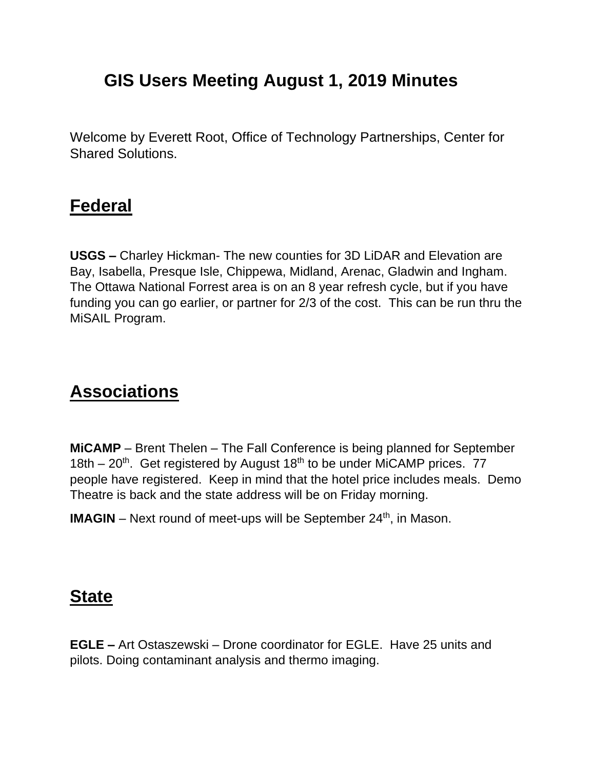# GIS Users Meeting August 1, 2019 Minutes

Welcome by Everett Root, Office of Technology Partnerships, Center for Shared Solutions.

## Federal

**USGS –** Charley Hickman- The new counties for 3D LiDAR and Elevation are Bay, Isabella, Presque Isle, Chippewa, Midland, Arenac, Gladwin and Ingham. The Ottawa National Forrest area is on an 8 year refresh cycle, but if you have funding you can go earlier, or partner for 2/3 of the cost. This can be run thru the MiSAIL Program.

## Associations

**MiCAMP** – Brent Thelen – The Fall Conference is being planned for September 18th – 20th. Get registered by August 18th to be under MiCAMP prices. 77 people have registered. Keep in mind that the hotel price includes meals. Demo Theatre is back and the state address will be on Friday morning.

**IMAGIN** – Next round of meet-ups will be September 24th, in Mason.

## State

**EGLE –** Art Ostaszewski – Drone coordinator for EGLE. Have 25 units and pilots. Doing contaminant analysis and thermo imaging.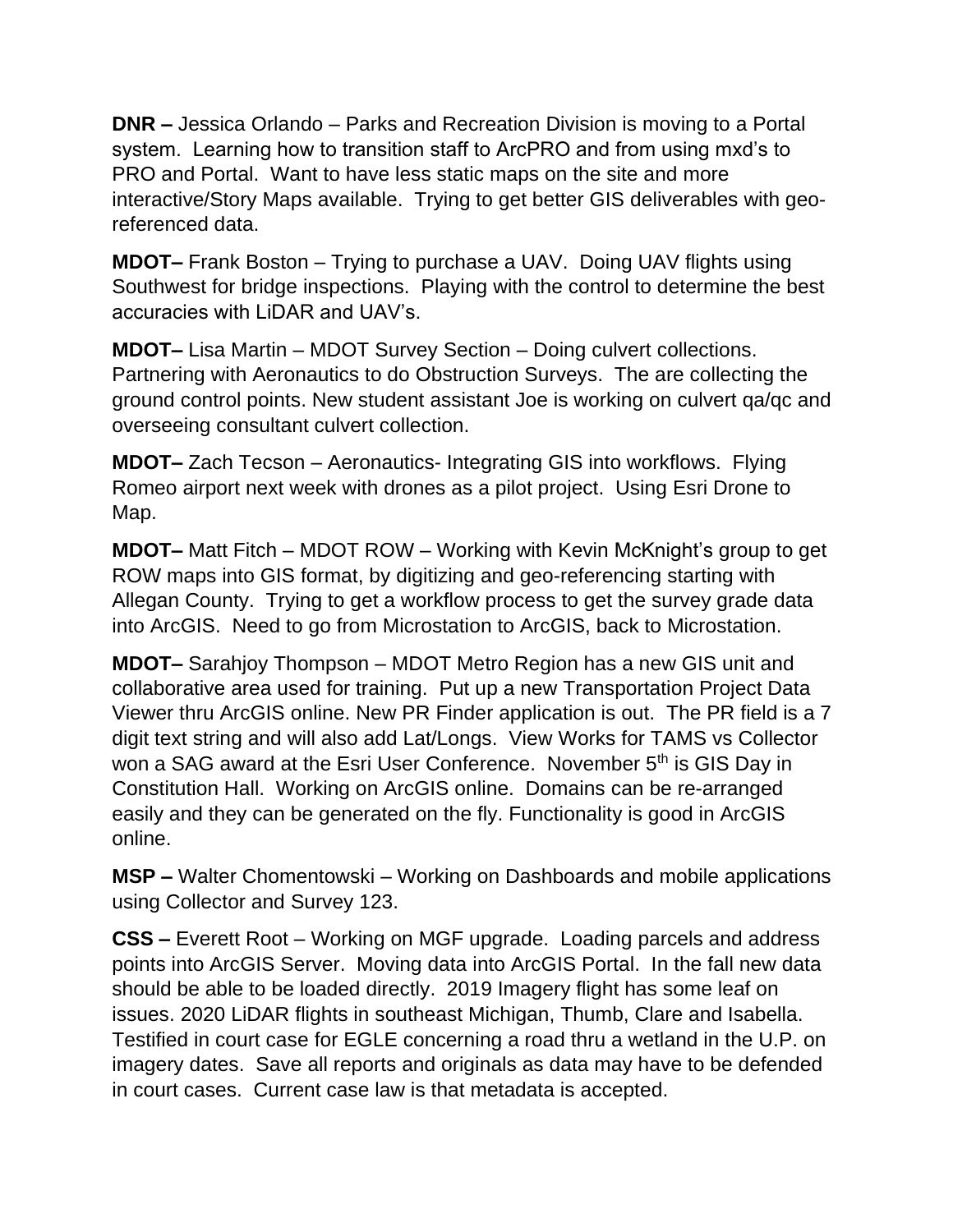**DNR –** Jessica Orlando – Parks and Recreation Division is moving to a Portal system. Learning how to transition staff to ArcPRO and from using mxd's to PRO and Portal. Want to have less static maps on the site and more interactive/Story Maps available. Trying to get better GIS deliverables with geo-referenced data.

**MDOT–** Frank Boston – Trying to purchase a UAV. Doing UAV flights using Southwest for bridge inspections. Playing with the control to determine the best accuracies with LiDAR and UAV's.

**MDOT–** Lisa Martin – MDOT Survey Section – Doing culvert collections. Partnering with Aeronautics to do Obstruction Surveys. The are collecting the ground control points. New student assistant Joe is working on culvert qa/qc and overseeing consultant culvert collection.

**MDOT–** Zach Tecson – Aeronautics- Integrating GIS into workflows. Flying Romeo airport next week with drones as a pilot project. Using Esri Drone to Map.

**MDOT–** Matt Fitch – MDOT ROW – Working with Kevin McKnight's group to get ROW maps into GIS format, by digitizing and geo-referencing starting with Allegan County. Trying to get a workflow process to get the survey grade data into ArcGIS. Need to go from Microstation to ArcGIS, back to Microstation.

**MDOT–** Sarahjoy Thompson – MDOT Metro Region has a new GIS unit and collaborative area used for training. Put up a new Transportation Project Data Viewer thru ArcGIS online. New PR Finder application is out. The PR field is a 7 digit text string and will also add Lat/Longs. View Works for TAMS vs Collector won a SAG award at the Esri User Conference. November 5th is GIS Day in Constitution Hall. Working on ArcGIS online. Domains can be re-arranged easily and they can be generated on the fly. Functionality is good in ArcGIS online.

**MSP –** Walter Chomentowski – Working on Dashboards and mobile applications using Collector and Survey 123.

**CSS –** Everett Root – Working on MGF upgrade. Loading parcels and address points into ArcGIS Server. Moving data into ArcGIS Portal. In the fall new data should be able to be loaded directly. 2019 Imagery flight has some leaf on issues. 2020 LiDAR flights in southeast Michigan, Thumb, Clare and Isabella. Testified in court case for EGLE concerning a road thru a wetland in the U.P. on imagery dates. Save all reports and originals as data may have to be defended in court cases. Current case law is that metadata is accepted.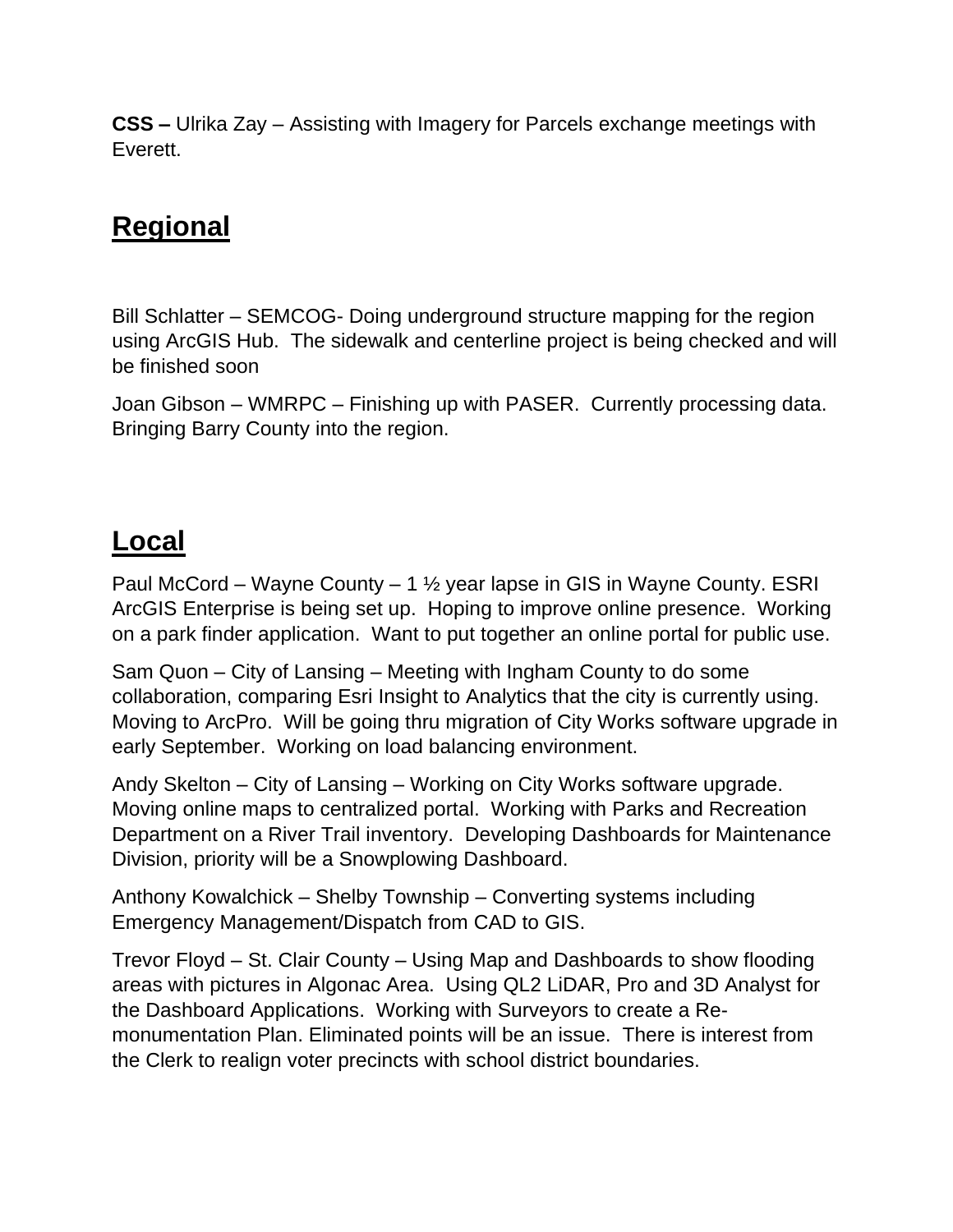**CSS –** Ulrika Zay – Assisting with Imagery for Parcels exchange meetings with Everett.

## Regional

Bill Schlatter – SEMCOG- Doing underground structure mapping for the region using ArcGIS Hub. The sidewalk and centerline project is being checked and will be finished soon

Joan Gibson – WMRPC – Finishing up with PASER. Currently processing data. Bringing Barry County into the region.

## Local

Paul McCord – Wayne County – 1 ½ year lapse in GIS in Wayne County. ESRI ArcGIS Enterprise is being set up. Hoping to improve online presence. Working on a park finder application. Want to put together an online portal for public use.

Sam Quon – City of Lansing – Meeting with Ingham County to do some collaboration, comparing Esri Insight to Analytics that the city is currently using. Moving to ArcPro. Will be going thru migration of City Works software upgrade in early September. Working on load balancing environment.

Andy Skelton – City of Lansing – Working on City Works software upgrade. Moving online maps to centralized portal. Working with Parks and Recreation Department on a River Trail inventory. Developing Dashboards for Maintenance Division, priority will be a Snowplowing Dashboard.

Anthony Kowalchick – Shelby Township – Converting systems including Emergency Management/Dispatch from CAD to GIS.

Trevor Floyd – St. Clair County – Using Map and Dashboards to show flooding areas with pictures in Algonac Area. Using QL2 LiDAR, Pro and 3D Analyst for the Dashboard Applications. Working with Surveyors to create a Re-monumentation Plan. Eliminated points will be an issue. There is interest from the Clerk to realign voter precincts with school district boundaries.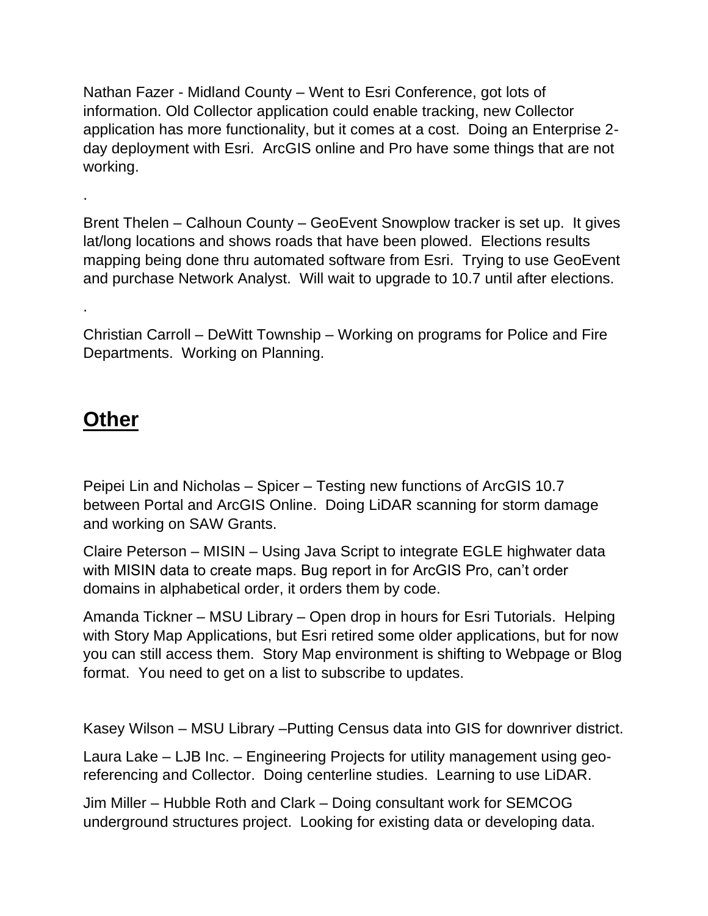Nathan Fazer - Midland County – Went to Esri Conference, got lots of information. Old Collector application could enable tracking, new Collector application has more functionality, but it comes at a cost.  Doing an Enterprise 2-day deployment with Esri.  ArcGIS online and Pro have some things that are not working.

.

Brent Thelen – Calhoun County – GeoEvent Snowplow tracker is set up.  It gives lat/long locations and shows roads that have been plowed.  Elections results mapping being done thru automated software from Esri.  Trying to use GeoEvent and purchase Network Analyst.  Will wait to upgrade to 10.7 until after elections.

.

Christian Carroll – DeWitt Township – Working on programs for Police and Fire Departments.  Working on Planning.

## Other

Peipei Lin and Nicholas – Spicer – Testing new functions of ArcGIS 10.7 between Portal and ArcGIS Online.  Doing LiDAR scanning for storm damage and working on SAW Grants.

Claire Peterson – MISIN – Using Java Script to integrate EGLE highwater data with MISIN data to create maps. Bug report in for ArcGIS Pro, can't order domains in alphabetical order, it orders them by code.

Amanda Tickner – MSU Library – Open drop in hours for Esri Tutorials.  Helping with Story Map Applications, but Esri retired some older applications, but for now you can still access them.  Story Map environment is shifting to Webpage or Blog format.  You need to get on a list to subscribe to updates.

Kasey Wilson – MSU Library –Putting Census data into GIS for downriver district.

Laura Lake – LJB Inc. – Engineering Projects for utility management using geo-referencing and Collector.  Doing centerline studies.  Learning to use LiDAR.

Jim Miller – Hubble Roth and Clark – Doing consultant work for SEMCOG underground structures project.  Looking for existing data or developing data.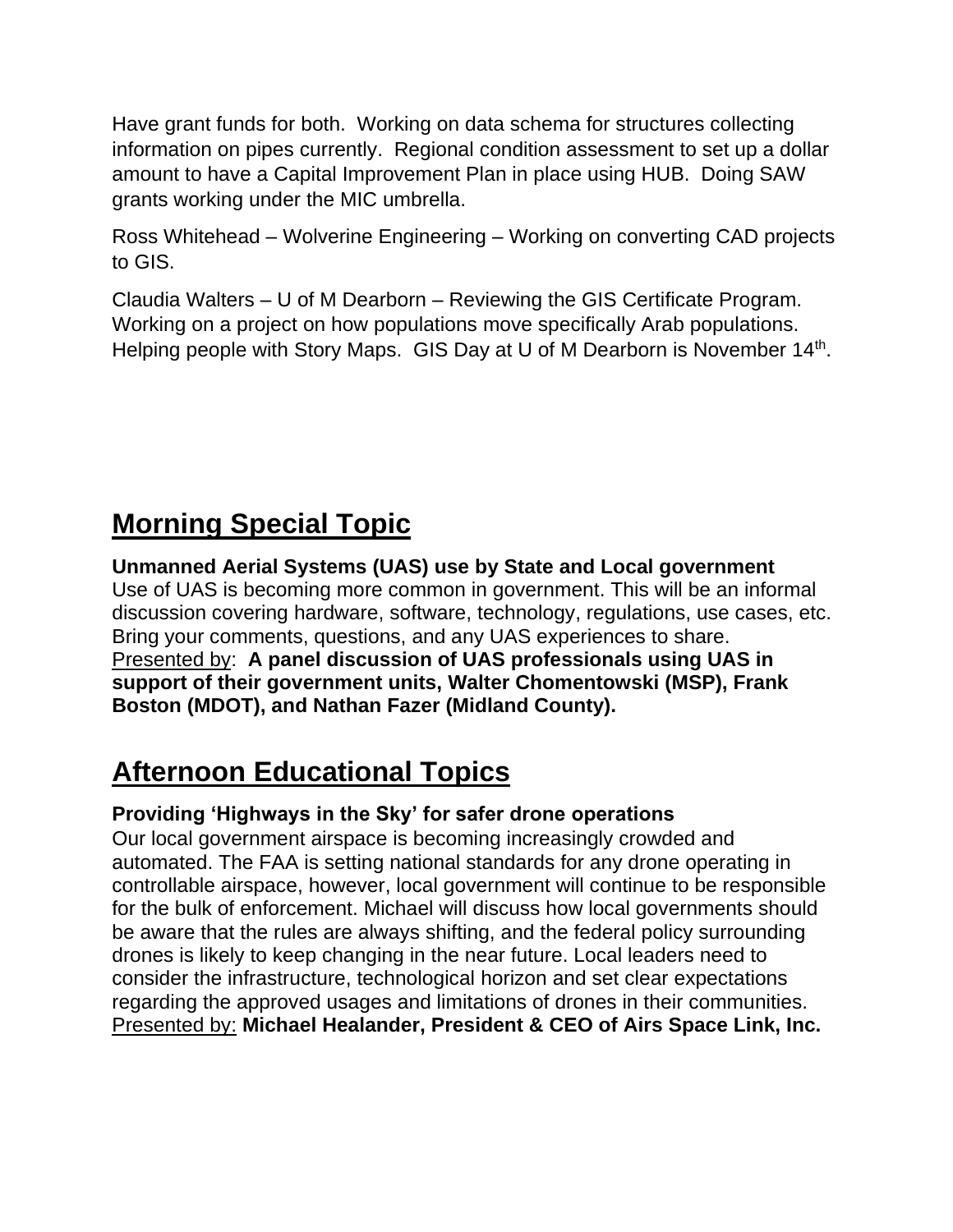Have grant funds for both. Working on data schema for structures collecting information on pipes currently. Regional condition assessment to set up a dollar amount to have a Capital Improvement Plan in place using HUB. Doing SAW grants working under the MIC umbrella.

Ross Whitehead – Wolverine Engineering – Working on converting CAD projects to GIS.

Claudia Walters – U of M Dearborn – Reviewing the GIS Certificate Program. Working on a project on how populations move specifically Arab populations. Helping people with Story Maps. GIS Day at U of M Dearborn is November 14th.

## Morning Special Topic

**Unmanned Aerial Systems (UAS) use by State and Local government**
Use of UAS is becoming more common in government. This will be an informal discussion covering hardware, software, technology, regulations, use cases, etc. Bring your comments, questions, and any UAS experiences to share.
Presented by: **A panel discussion of UAS professionals using UAS in support of their government units, Walter Chomentowski (MSP), Frank Boston (MDOT), and Nathan Fazer (Midland County).**

## Afternoon Educational Topics

**Providing 'Highways in the Sky' for safer drone operations**
Our local government airspace is becoming increasingly crowded and automated. The FAA is setting national standards for any drone operating in controllable airspace, however, local government will continue to be responsible for the bulk of enforcement. Michael will discuss how local governments should be aware that the rules are always shifting, and the federal policy surrounding drones is likely to keep changing in the near future. Local leaders need to consider the infrastructure, technological horizon and set clear expectations regarding the approved usages and limitations of drones in their communities.
Presented by: **Michael Healander, President & CEO of Airs Space Link, Inc.**